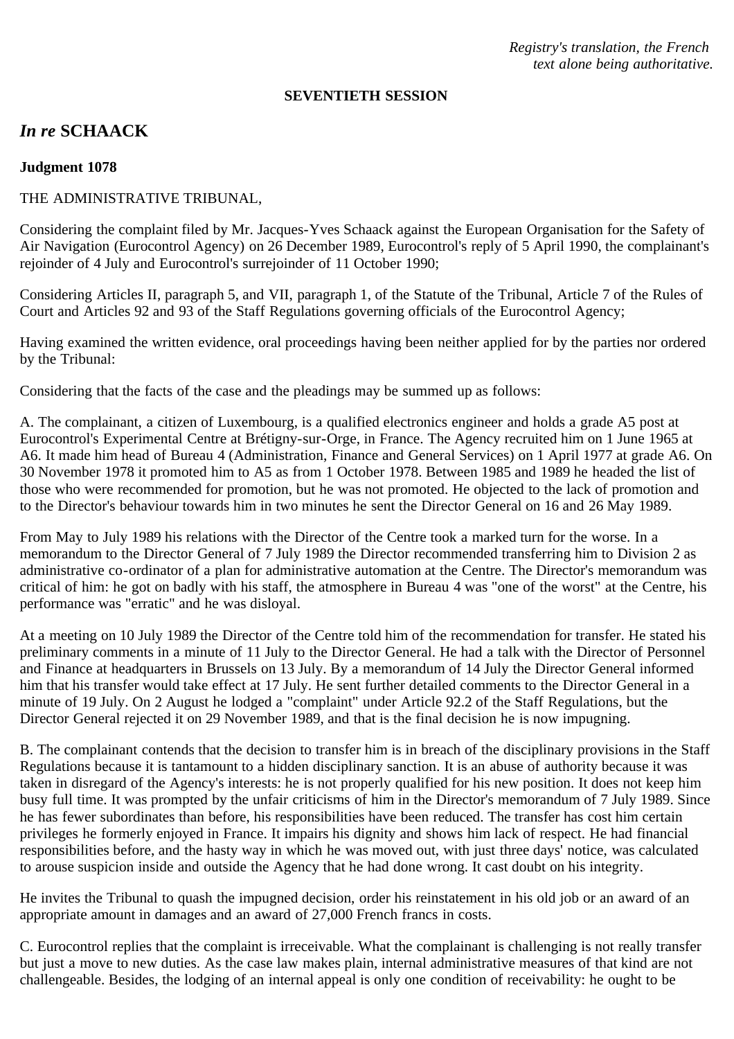*Registry's translation, the French text alone being authoritative.*

**SEVENTIETH SESSION**

## *In re* SCHAACK

**Judgment 1078**

THE ADMINISTRATIVE TRIBUNAL,

Considering the complaint filed by Mr. Jacques-Yves Schaack against the European Organisation for the Safety of Air Navigation (Eurocontrol Agency) on 26 December 1989, Eurocontrol's reply of 5 April 1990, the complainant's rejoinder of 4 July and Eurocontrol's surrejoinder of 11 October 1990;

Considering Articles II, paragraph 5, and VII, paragraph 1, of the Statute of the Tribunal, Article 7 of the Rules of Court and Articles 92 and 93 of the Staff Regulations governing officials of the Eurocontrol Agency;

Having examined the written evidence, oral proceedings having been neither applied for by the parties nor ordered by the Tribunal:

Considering that the facts of the case and the pleadings may be summed up as follows:

A. The complainant, a citizen of Luxembourg, is a qualified electronics engineer and holds a grade A5 post at Eurocontrol's Experimental Centre at Brétigny-sur-Orge, in France. The Agency recruited him on 1 June 1965 at A6. It made him head of Bureau 4 (Administration, Finance and General Services) on 1 April 1977 at grade A6. On 30 November 1978 it promoted him to A5 as from 1 October 1978. Between 1985 and 1989 he headed the list of those who were recommended for promotion, but he was not promoted. He objected to the lack of promotion and to the Director's behaviour towards him in two minutes he sent the Director General on 16 and 26 May 1989.

From May to July 1989 his relations with the Director of the Centre took a marked turn for the worse. In a memorandum to the Director General of 7 July 1989 the Director recommended transferring him to Division 2 as administrative co-ordinator of a plan for administrative automation at the Centre. The Director's memorandum was critical of him: he got on badly with his staff, the atmosphere in Bureau 4 was "one of the worst" at the Centre, his performance was "erratic" and he was disloyal.

At a meeting on 10 July 1989 the Director of the Centre told him of the recommendation for transfer. He stated his preliminary comments in a minute of 11 July to the Director General. He had a talk with the Director of Personnel and Finance at headquarters in Brussels on 13 July. By a memorandum of 14 July the Director General informed him that his transfer would take effect at 17 July. He sent further detailed comments to the Director General in a minute of 19 July. On 2 August he lodged a "complaint" under Article 92.2 of the Staff Regulations, but the Director General rejected it on 29 November 1989, and that is the final decision he is now impugning.

B. The complainant contends that the decision to transfer him is in breach of the disciplinary provisions in the Staff Regulations because it is tantamount to a hidden disciplinary sanction. It is an abuse of authority because it was taken in disregard of the Agency's interests: he is not properly qualified for his new position. It does not keep him busy full time. It was prompted by the unfair criticisms of him in the Director's memorandum of 7 July 1989. Since he has fewer subordinates than before, his responsibilities have been reduced. The transfer has cost him certain privileges he formerly enjoyed in France. It impairs his dignity and shows him lack of respect. He had financial responsibilities before, and the hasty way in which he was moved out, with just three days' notice, was calculated to arouse suspicion inside and outside the Agency that he had done wrong. It cast doubt on his integrity.

He invites the Tribunal to quash the impugned decision, order his reinstatement in his old job or an award of an appropriate amount in damages and an award of 27,000 French francs in costs.

C. Eurocontrol replies that the complaint is irreceivable. What the complainant is challenging is not really transfer but just a move to new duties. As the case law makes plain, internal administrative measures of that kind are not challengeable. Besides, the lodging of an internal appeal is only one condition of receivability: he ought to be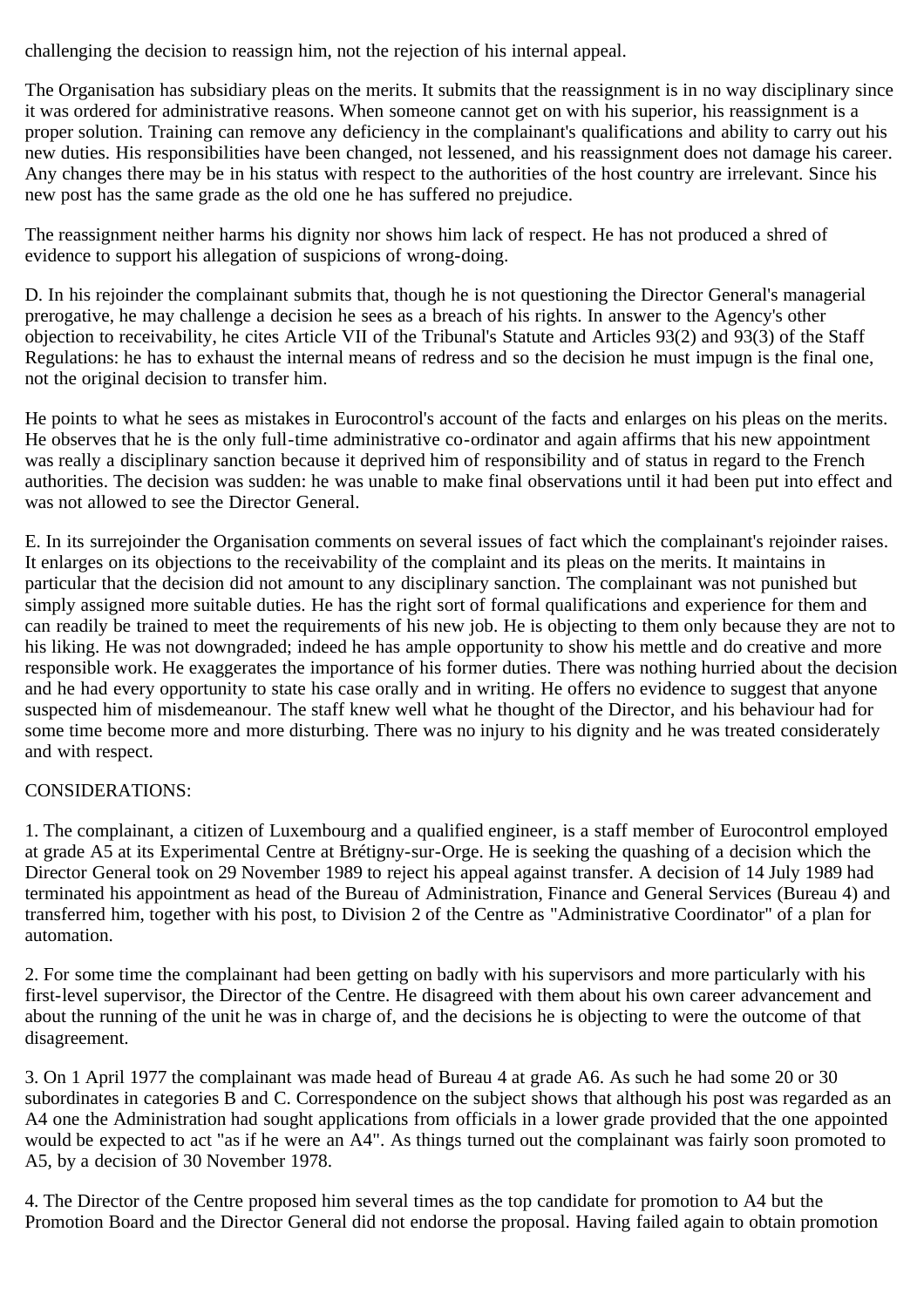challenging the decision to reassign him, not the rejection of his internal appeal.

The Organisation has subsidiary pleas on the merits. It submits that the reassignment is in no way disciplinary since it was ordered for administrative reasons. When someone cannot get on with his superior, his reassignment is a proper solution. Training can remove any deficiency in the complainant's qualifications and ability to carry out his new duties. His responsibilities have been changed, not lessened, and his reassignment does not damage his career. Any changes there may be in his status with respect to the authorities of the host country are irrelevant. Since his new post has the same grade as the old one he has suffered no prejudice.

The reassignment neither harms his dignity nor shows him lack of respect. He has not produced a shred of evidence to support his allegation of suspicions of wrong-doing.

D. In his rejoinder the complainant submits that, though he is not questioning the Director General's managerial prerogative, he may challenge a decision he sees as a breach of his rights. In answer to the Agency's other objection to receivability, he cites Article VII of the Tribunal's Statute and Articles 93(2) and 93(3) of the Staff Regulations: he has to exhaust the internal means of redress and so the decision he must impugn is the final one, not the original decision to transfer him.

He points to what he sees as mistakes in Eurocontrol's account of the facts and enlarges on his pleas on the merits. He observes that he is the only full-time administrative co-ordinator and again affirms that his new appointment was really a disciplinary sanction because it deprived him of responsibility and of status in regard to the French authorities. The decision was sudden: he was unable to make final observations until it had been put into effect and was not allowed to see the Director General.

E. In its surrejoinder the Organisation comments on several issues of fact which the complainant's rejoinder raises. It enlarges on its objections to the receivability of the complaint and its pleas on the merits. It maintains in particular that the decision did not amount to any disciplinary sanction. The complainant was not punished but simply assigned more suitable duties. He has the right sort of formal qualifications and experience for them and can readily be trained to meet the requirements of his new job. He is objecting to them only because they are not to his liking. He was not downgraded; indeed he has ample opportunity to show his mettle and do creative and more responsible work. He exaggerates the importance of his former duties. There was nothing hurried about the decision and he had every opportunity to state his case orally and in writing. He offers no evidence to suggest that anyone suspected him of misdemeanour. The staff knew well what he thought of the Director, and his behaviour had for some time become more and more disturbing. There was no injury to his dignity and he was treated considerately and with respect.

CONSIDERATIONS:

1. The complainant, a citizen of Luxembourg and a qualified engineer, is a staff member of Eurocontrol employed at grade A5 at its Experimental Centre at Brétigny-sur-Orge. He is seeking the quashing of a decision which the Director General took on 29 November 1989 to reject his appeal against transfer. A decision of 14 July 1989 had terminated his appointment as head of the Bureau of Administration, Finance and General Services (Bureau 4) and transferred him, together with his post, to Division 2 of the Centre as "Administrative Coordinator" of a plan for automation.

2. For some time the complainant had been getting on badly with his supervisors and more particularly with his first-level supervisor, the Director of the Centre. He disagreed with them about his own career advancement and about the running of the unit he was in charge of, and the decisions he is objecting to were the outcome of that disagreement.

3. On 1 April 1977 the complainant was made head of Bureau 4 at grade A6. As such he had some 20 or 30 subordinates in categories B and C. Correspondence on the subject shows that although his post was regarded as an A4 one the Administration had sought applications from officials in a lower grade provided that the one appointed would be expected to act "as if he were an A4". As things turned out the complainant was fairly soon promoted to A5, by a decision of 30 November 1978.

4. The Director of the Centre proposed him several times as the top candidate for promotion to A4 but the Promotion Board and the Director General did not endorse the proposal. Having failed again to obtain promotion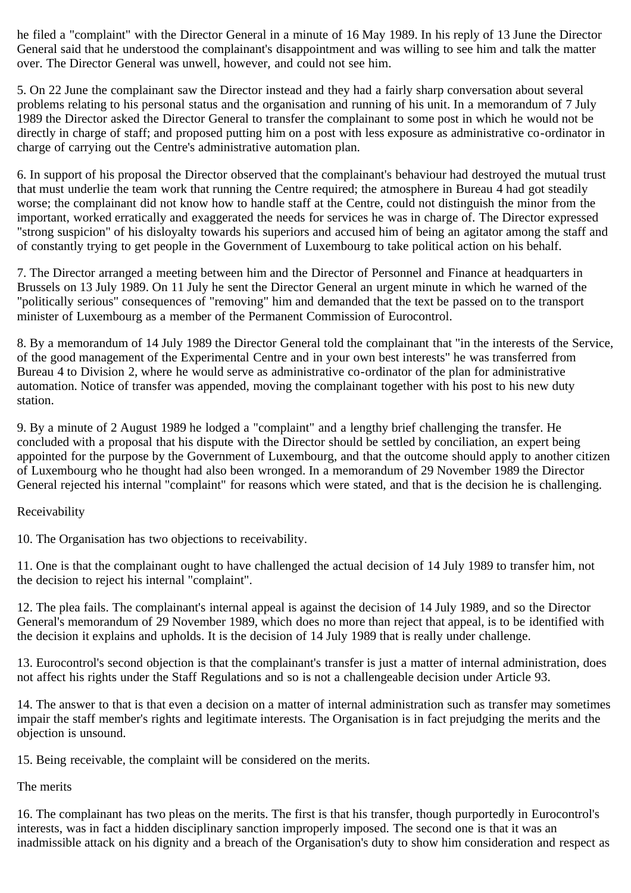he filed a "complaint" with the Director General in a minute of 16 May 1989. In his reply of 13 June the Director General said that he understood the complainant's disappointment and was willing to see him and talk the matter over. The Director General was unwell, however, and could not see him.

5. On 22 June the complainant saw the Director instead and they had a fairly sharp conversation about several problems relating to his personal status and the organisation and running of his unit. In a memorandum of 7 July 1989 the Director asked the Director General to transfer the complainant to some post in which he would not be directly in charge of staff; and proposed putting him on a post with less exposure as administrative co-ordinator in charge of carrying out the Centre's administrative automation plan.

6. In support of his proposal the Director observed that the complainant's behaviour had destroyed the mutual trust that must underlie the team work that running the Centre required; the atmosphere in Bureau 4 had got steadily worse; the complainant did not know how to handle staff at the Centre, could not distinguish the minor from the important, worked erratically and exaggerated the needs for services he was in charge of. The Director expressed "strong suspicion" of his disloyalty towards his superiors and accused him of being an agitator among the staff and of constantly trying to get people in the Government of Luxembourg to take political action on his behalf.

7. The Director arranged a meeting between him and the Director of Personnel and Finance at headquarters in Brussels on 13 July 1989. On 11 July he sent the Director General an urgent minute in which he warned of the "politically serious" consequences of "removing" him and demanded that the text be passed on to the transport minister of Luxembourg as a member of the Permanent Commission of Eurocontrol.

8. By a memorandum of 14 July 1989 the Director General told the complainant that "in the interests of the Service, of the good management of the Experimental Centre and in your own best interests" he was transferred from Bureau 4 to Division 2, where he would serve as administrative co-ordinator of the plan for administrative automation. Notice of transfer was appended, moving the complainant together with his post to his new duty station.

9. By a minute of 2 August 1989 he lodged a "complaint" and a lengthy brief challenging the transfer. He concluded with a proposal that his dispute with the Director should be settled by conciliation, an expert being appointed for the purpose by the Government of Luxembourg, and that the outcome should apply to another citizen of Luxembourg who he thought had also been wronged. In a memorandum of 29 November 1989 the Director General rejected his internal "complaint" for reasons which were stated, and that is the decision he is challenging.

Receivability

10. The Organisation has two objections to receivability.

11. One is that the complainant ought to have challenged the actual decision of 14 July 1989 to transfer him, not the decision to reject his internal "complaint".

12. The plea fails. The complainant's internal appeal is against the decision of 14 July 1989, and so the Director General's memorandum of 29 November 1989, which does no more than reject that appeal, is to be identified with the decision it explains and upholds. It is the decision of 14 July 1989 that is really under challenge.

13. Eurocontrol's second objection is that the complainant's transfer is just a matter of internal administration, does not affect his rights under the Staff Regulations and so is not a challengeable decision under Article 93.

14. The answer to that is that even a decision on a matter of internal administration such as transfer may sometimes impair the staff member's rights and legitimate interests. The Organisation is in fact prejudging the merits and the objection is unsound.

15. Being receivable, the complaint will be considered on the merits.

The merits

16. The complainant has two pleas on the merits. The first is that his transfer, though purportedly in Eurocontrol's interests, was in fact a hidden disciplinary sanction improperly imposed. The second one is that it was an inadmissible attack on his dignity and a breach of the Organisation's duty to show him consideration and respect as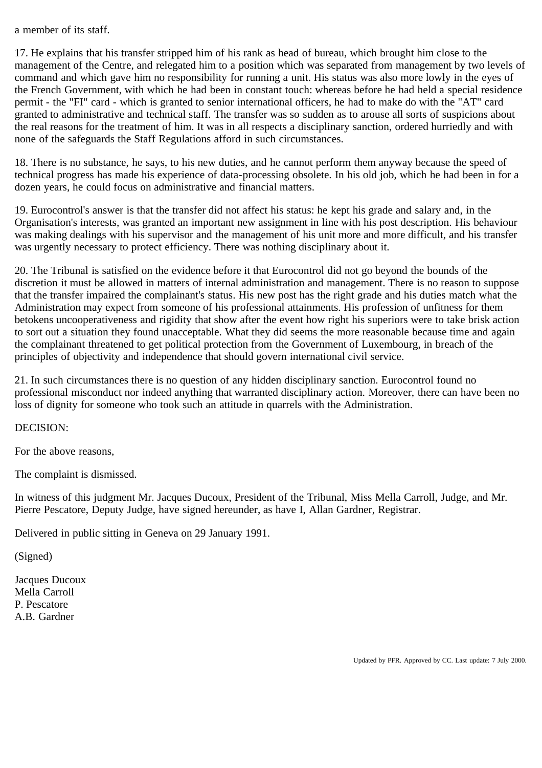a member of its staff.

17. He explains that his transfer stripped him of his rank as head of bureau, which brought him close to the management of the Centre, and relegated him to a position which was separated from management by two levels of command and which gave him no responsibility for running a unit. His status was also more lowly in the eyes of the French Government, with which he had been in constant touch: whereas before he had held a special residence permit - the "FI" card - which is granted to senior international officers, he had to make do with the "AT" card granted to administrative and technical staff. The transfer was so sudden as to arouse all sorts of suspicions about the real reasons for the treatment of him. It was in all respects a disciplinary sanction, ordered hurriedly and with none of the safeguards the Staff Regulations afford in such circumstances.

18. There is no substance, he says, to his new duties, and he cannot perform them anyway because the speed of technical progress has made his experience of data-processing obsolete. In his old job, which he had been in for a dozen years, he could focus on administrative and financial matters.

19. Eurocontrol's answer is that the transfer did not affect his status: he kept his grade and salary and, in the Organisation's interests, was granted an important new assignment in line with his post description. His behaviour was making dealings with his supervisor and the management of his unit more and more difficult, and his transfer was urgently necessary to protect efficiency. There was nothing disciplinary about it.

20. The Tribunal is satisfied on the evidence before it that Eurocontrol did not go beyond the bounds of the discretion it must be allowed in matters of internal administration and management. There is no reason to suppose that the transfer impaired the complainant's status. His new post has the right grade and his duties match what the Administration may expect from someone of his professional attainments. His profession of unfitness for them betokens uncooperativeness and rigidity that show after the event how right his superiors were to take brisk action to sort out a situation they found unacceptable. What they did seems the more reasonable because time and again the complainant threatened to get political protection from the Government of Luxembourg, in breach of the principles of objectivity and independence that should govern international civil service.

21. In such circumstances there is no question of any hidden disciplinary sanction. Eurocontrol found no professional misconduct nor indeed anything that warranted disciplinary action. Moreover, there can have been no loss of dignity for someone who took such an attitude in quarrels with the Administration.

DECISION:

For the above reasons,

The complaint is dismissed.

In witness of this judgment Mr. Jacques Ducoux, President of the Tribunal, Miss Mella Carroll, Judge, and Mr. Pierre Pescatore, Deputy Judge, have signed hereunder, as have I, Allan Gardner, Registrar.

Delivered in public sitting in Geneva on 29 January 1991.

(Signed)

Jacques Ducoux
Mella Carroll
P. Pescatore
A.B. Gardner

Updated by PFR. Approved by CC. Last update: 7 July 2000.